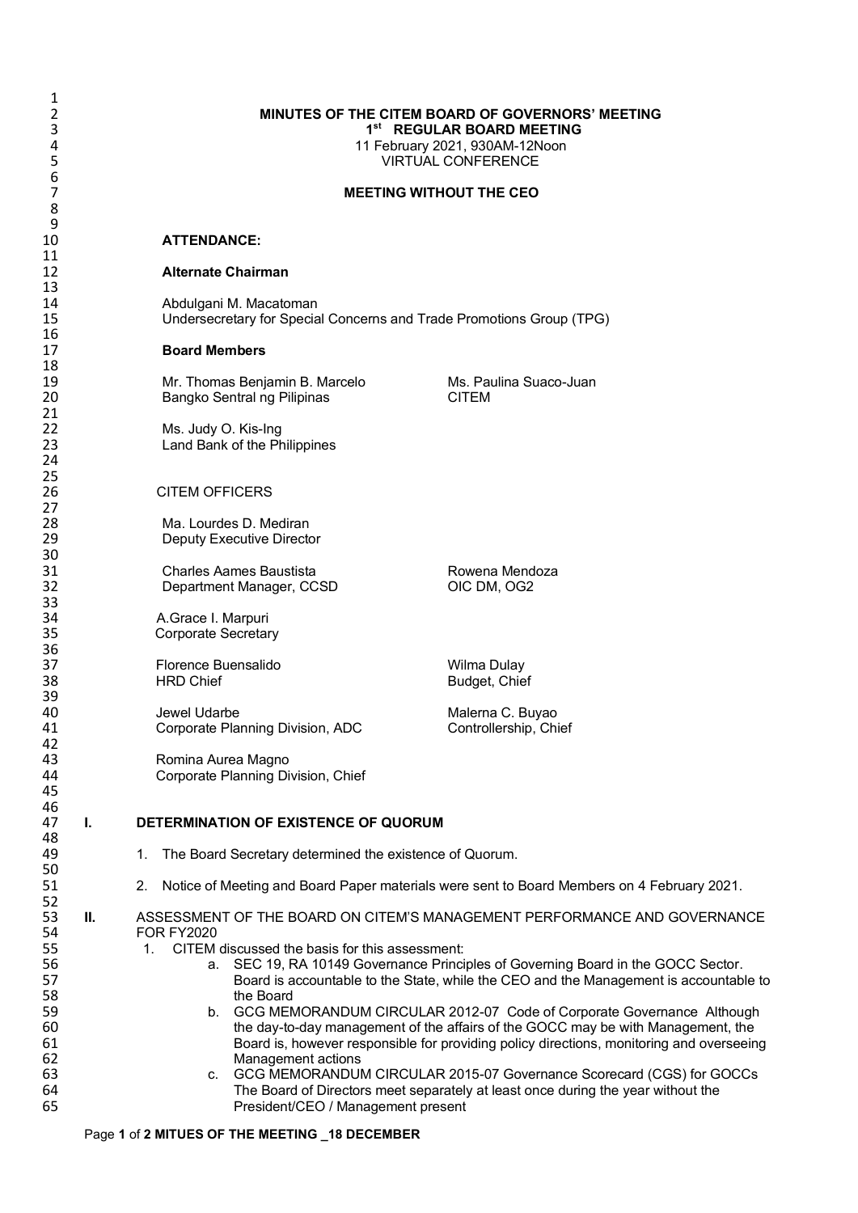**MINUTES OF THE CITEM BOARD OF GOVERNORS' MEETING**
**1st REGULAR BOARD MEETING**
11 February 2021, 930AM-12Noon
VIRTUAL CONFERENCE

**MEETING WITHOUT THE CEO**

**ATTENDANCE:**

**Alternate Chairman**

Abdulgani M. Macatoman
Undersecretary for Special Concerns and Trade Promotions Group (TPG)

**Board Members**

Mr. Thomas Benjamin B. Marcelo
Bangko Sentral ng Pilipinas

Ms. Paulina Suaco-Juan
CITEM

Ms. Judy O. Kis-Ing
Land Bank of the Philippines

CITEM OFFICERS

Ma. Lourdes D. Mediran
Deputy Executive Director

Charles Aames Baustista
Department Manager, CCSD

Rowena Mendoza
OIC DM, OG2

A.Grace I. Marpuri
Corporate Secretary

Florence Buensalido
HRD Chief

Wilma Dulay
Budget, Chief

Jewel Udarbe
Corporate Planning Division, ADC

Malerna C. Buyao
Controllership, Chief

Romina Aurea Magno
Corporate Planning Division, Chief

## I. DETERMINATION OF EXISTENCE OF QUORUM

1. The Board Secretary determined the existence of Quorum.
2. Notice of Meeting and Board Paper materials were sent to Board Members on 4 February 2021.

## II. ASSESSMENT OF THE BOARD ON CITEM'S MANAGEMENT PERFORMANCE AND GOVERNANCE FOR FY2020

1. CITEM discussed the basis for this assessment:
   a. SEC 19, RA 10149 Governance Principles of Governing Board in the GOCC Sector. Board is accountable to the State, while the CEO and the Management is accountable to the Board
   b. GCG MEMORANDUM CIRCULAR 2012-07 Code of Corporate Governance Although the day-to-day management of the affairs of the GOCC may be with Management, the Board is, however responsible for providing policy directions, monitoring and overseeing Management actions
   c. GCG MEMORANDUM CIRCULAR 2015-07 Governance Scorecard (CGS) for GOCCs The Board of Directors meet separately at least once during the year without the President/CEO / Management present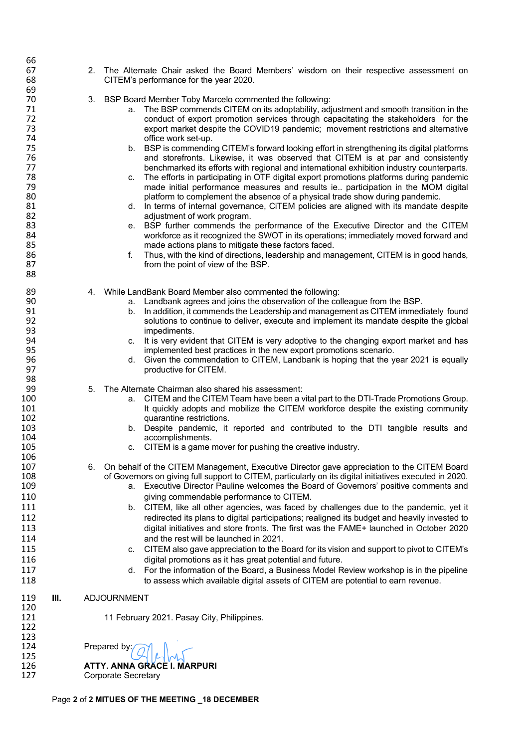2. The Alternate Chair asked the Board Members' wisdom on their respective assessment on CITEM's performance for the year 2020.

3. BSP Board Member Toby Marcelo commented the following:
   a. The BSP commends CITEM on its adoptability, adjustment and smooth transition in the conduct of export promotion services through capacitating the stakeholders for the export market despite the COVID19 pandemic; movement restrictions and alternative office work set-up.
   b. BSP is commending CITEM's forward looking effort in strengthening its digital platforms and storefronts. Likewise, it was observed that CITEM is at par and consistently benchmarked its efforts with regional and international exhibition industry counterparts.
   c. The efforts in participating in OTF digital export promotions platforms during pandemic made initial performance measures and results ie.. participation in the MOM digital platform to complement the absence of a physical trade show during pandemic.
   d. In terms of internal governance, CiTEM policies are aligned with its mandate despite adjustment of work program.
   e. BSP further commends the performance of the Executive Director and the CITEM workforce as it recognized the SWOT in its operations; immediately moved forward and made actions plans to mitigate these factors faced.
   f. Thus, with the kind of directions, leadership and management, CITEM is in good hands, from the point of view of the BSP.

4. While LandBank Board Member also commented the following:
   a. Landbank agrees and joins the observation of the colleague from the BSP.
   b. In addition, it commends the Leadership and management as CITEM immediately found solutions to continue to deliver, execute and implement its mandate despite the global impediments.
   c. It is very evident that CITEM is very adoptive to the changing export market and has implemented best practices in the new export promotions scenario.
   d. Given the commendation to CITEM, Landbank is hoping that the year 2021 is equally productive for CITEM.

5. The Alternate Chairman also shared his assessment:
   a. CITEM and the CITEM Team have been a vital part to the DTI-Trade Promotions Group. It quickly adopts and mobilize the CITEM workforce despite the existing community quarantine restrictions.
   b. Despite pandemic, it reported and contributed to the DTI tangible results and accomplishments.
   c. CITEM is a game mover for pushing the creative industry.

6. On behalf of the CITEM Management, Executive Director gave appreciation to the CITEM Board of Governors on giving full support to CITEM, particularly on its digital initiatives executed in 2020.
   a. Executive Director Pauline welcomes the Board of Governors' positive comments and giving commendable performance to CITEM.
   b. CITEM, like all other agencies, was faced by challenges due to the pandemic, yet it redirected its plans to digital participations; realigned its budget and heavily invested to digital initiatives and store fronts. The first was the FAME+ launched in October 2020 and the rest will be launched in 2021.
   c. CITEM also gave appreciation to the Board for its vision and support to pivot to CITEM's digital promotions as it has great potential and future.
   d. For the information of the Board, a Business Model Review workshop is in the pipeline to assess which available digital assets of CITEM are potential to earn revenue.

## III. ADJOURNMENT

11 February 2021. Pasay City, Philippines.

Prepared by:

**ATTY. ANNA GRACE I. MARPURI**
Corporate Secretary